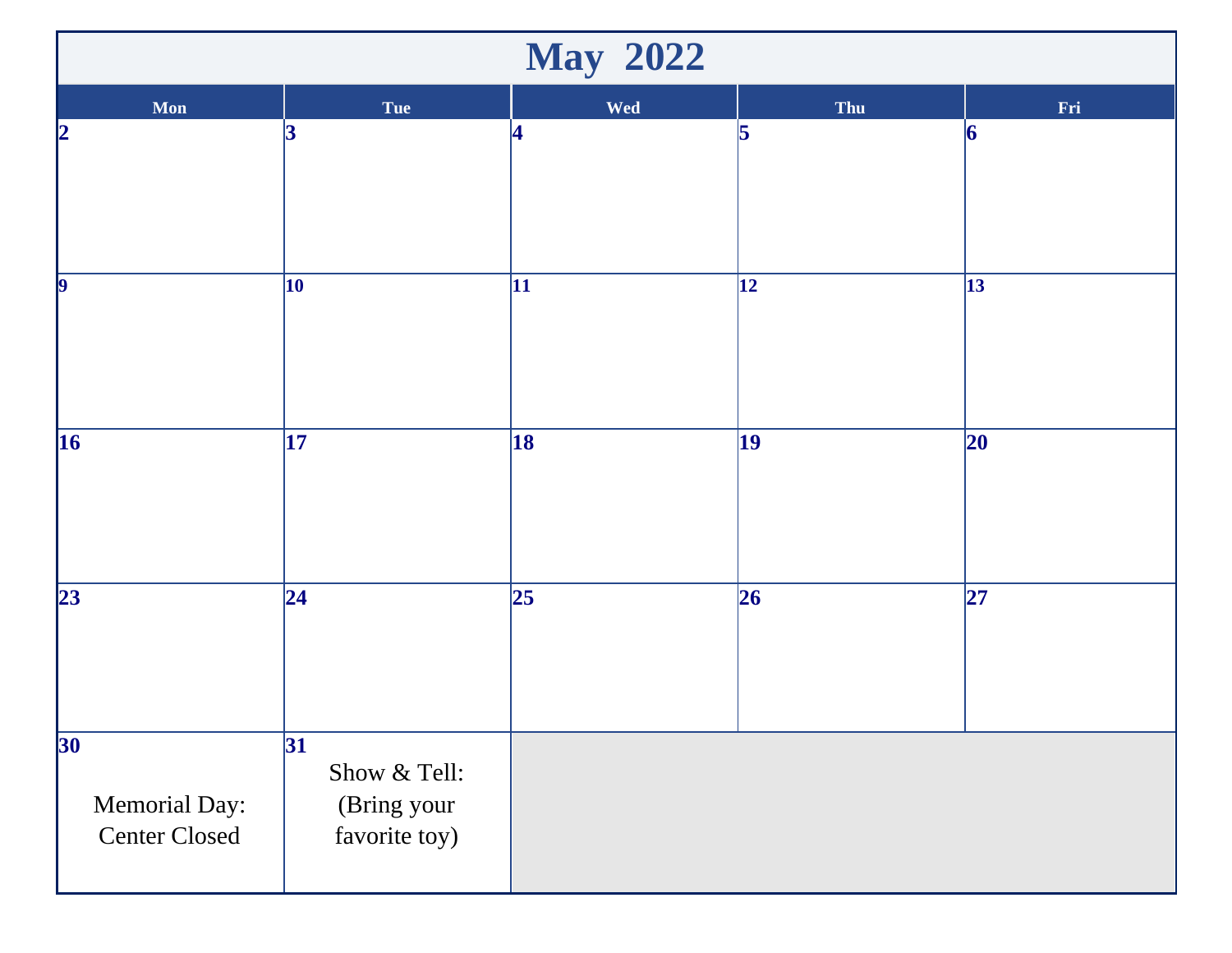# May 2022

| Mon | Tue | Wed | Thu | Fri |
|---|---|---|---|---|
| 2 | 3 | 4 | 5 | 6 |
| 9 | 10 | 11 | 12 | 13 |
| 16 | 17 | 18 | 19 | 20 |
| 23 | 24 | 25 | 26 | 27 |
| 30 Memorial Day: Center Closed | 31 Show & Tell: (Bring your favorite toy) | | | |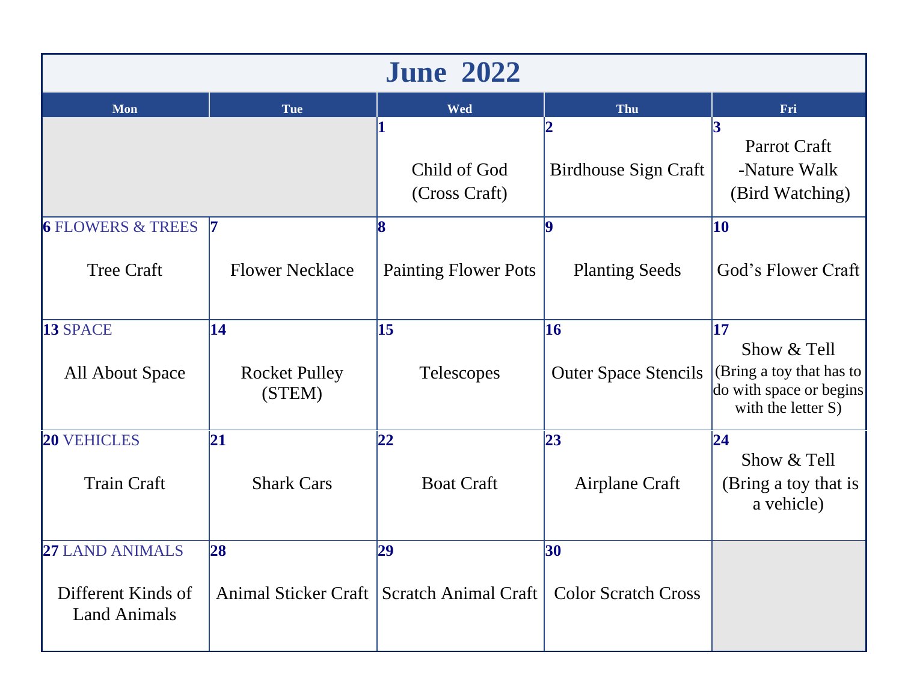# June 2022

| Mon | Tue | Wed | Thu | Fri |
|---|---|---|---|---|
| | | **1** Child of God (Cross Craft) | **2** Birdhouse Sign Craft | **3** Parrot Craft -Nature Walk (Bird Watching) |
| **6** FLOWERS & TREES Tree Craft | **7** Flower Necklace | **8** Painting Flower Pots | **9** Planting Seeds | **10** God's Flower Craft |
| **13** SPACE All About Space | **14** Rocket Pulley (STEM) | **15** Telescopes | **16** Outer Space Stencils | **17** Show & Tell (Bring a toy that has to do with space or begins with the letter S) |
| **20** VEHICLES Train Craft | **21** Shark Cars | **22** Boat Craft | **23** Airplane Craft | **24** Show & Tell (Bring a toy that is a vehicle) |
| **27** LAND ANIMALS Different Kinds of Land Animals | **28** Animal Sticker Craft | **29** Scratch Animal Craft | **30** Color Scratch Cross | |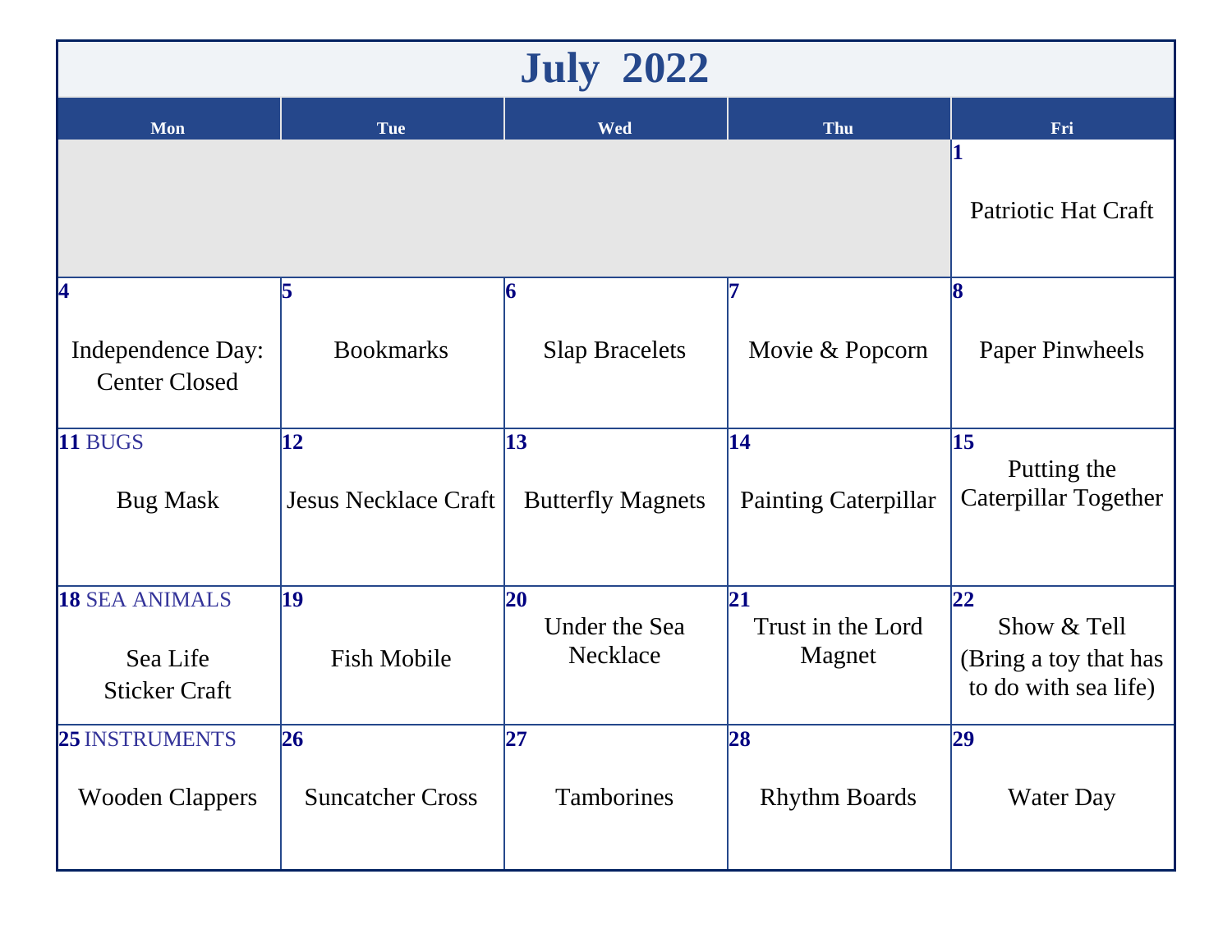# July 2022

| Mon | Tue | Wed | Thu | Fri |
|---|---|---|---|---|
| | | | | **1** Patriotic Hat Craft |
| **4** Independence Day: Center Closed | **5** Bookmarks | **6** Slap Bracelets | **7** Movie & Popcorn | **8** Paper Pinwheels |
| **11** BUGS Bug Mask | **12** Jesus Necklace Craft | **13** Butterfly Magnets | **14** Painting Caterpillar | **15** Putting the Caterpillar Together |
| **18** SEA ANIMALS Sea Life Sticker Craft | **19** Fish Mobile | **20** Under the Sea Necklace | **21** Trust in the Lord Magnet | **22** Show & Tell (Bring a toy that has to do with sea life) |
| **25** INSTRUMENTS Wooden Clappers | **26** Suncatcher Cross | **27** Tamborines | **28** Rhythm Boards | **29** Water Day |